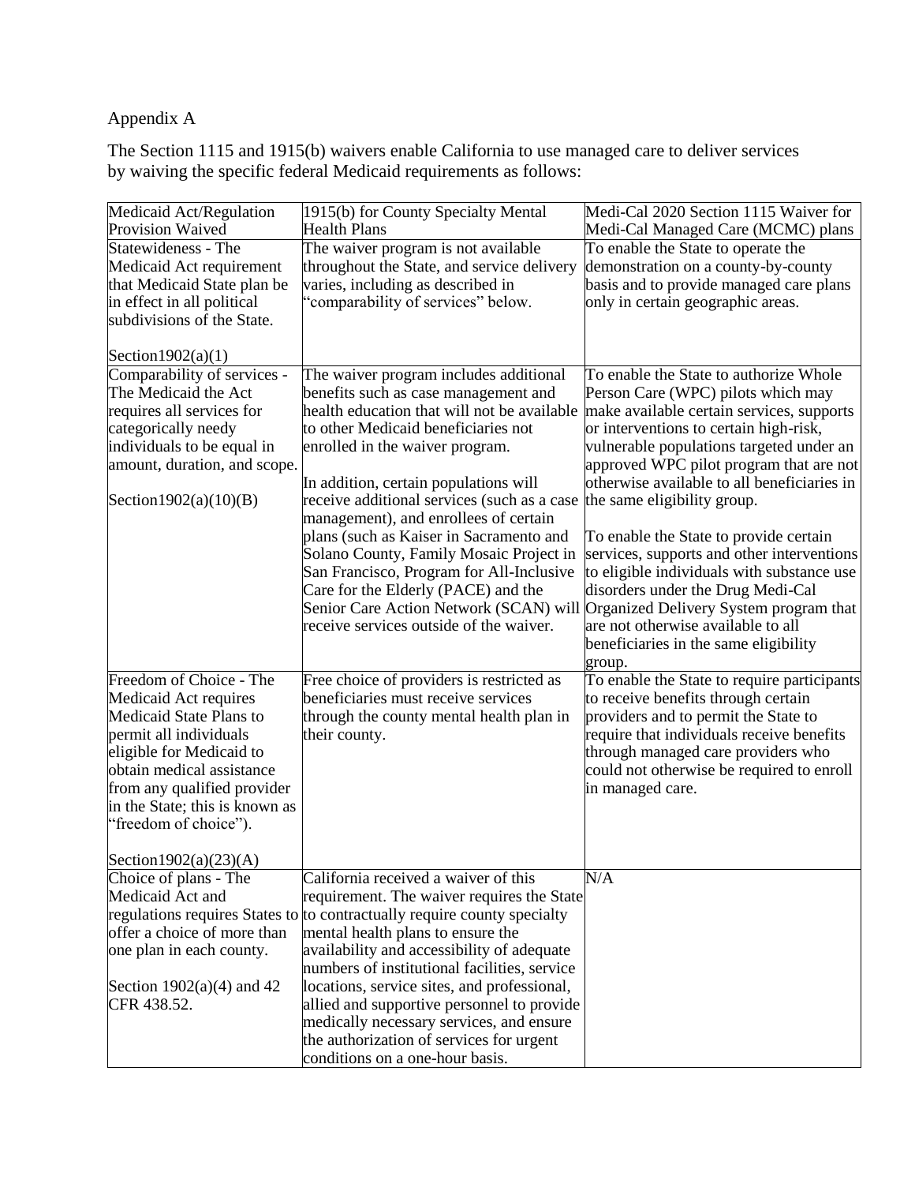Appendix A

The Section 1115 and 1915(b) waivers enable California to use managed care to deliver services by waiving the specific federal Medicaid requirements as follows:

| Medicaid Act/Regulation Provision Waived | 1915(b) for County Specialty Mental Health Plans | Medi-Cal 2020 Section 1115 Waiver for Medi-Cal Managed Care (MCMC) plans |
| --- | --- | --- |
| Statewideness - The Medicaid Act requirement that Medicaid State plan be in effect in all political subdivisions of the State.<br><br>Section1902(a)(1) | The waiver program is not available throughout the State, and service delivery varies, including as described in "comparability of services" below. | To enable the State to operate the demonstration on a county-by-county basis and to provide managed care plans only in certain geographic areas. |
| Comparability of services - The Medicaid the Act requires all services for categorically needy individuals to be equal in amount, duration, and scope.<br><br>Section1902(a)(10)(B) | The waiver program includes additional benefits such as case management and health education that will not be available to other Medicaid beneficiaries not enrolled in the waiver program.<br><br>In addition, certain populations will receive additional services (such as a case management), and enrollees of certain plans (such as Kaiser in Sacramento and Solano County, Family Mosaic Project in San Francisco, Program for All-Inclusive Care for the Elderly (PACE) and the Senior Care Action Network (SCAN) will receive services outside of the waiver. | To enable the State to authorize Whole Person Care (WPC) pilots which may make available certain services, supports or interventions to certain high-risk, vulnerable populations targeted under an approved WPC pilot program that are not otherwise available to all beneficiaries in the same eligibility group.<br><br>To enable the State to provide certain services, supports and other interventions to eligible individuals with substance use disorders under the Drug Medi-Cal Organized Delivery System program that are not otherwise available to all beneficiaries in the same eligibility group. |
| Freedom of Choice - The Medicaid Act requires Medicaid State Plans to permit all individuals eligible for Medicaid to obtain medical assistance from any qualified provider in the State; this is known as "freedom of choice").<br><br>Section1902(a)(23)(A) | Free choice of providers is restricted as beneficiaries must receive services through the county mental health plan in their county. | To enable the State to require participants to receive benefits through certain providers and to permit the State to require that individuals receive benefits through managed care providers who could not otherwise be required to enroll in managed care. |
| Choice of plans - The Medicaid Act and regulations requires States to offer a choice of more than one plan in each county.<br><br>Section 1902(a)(4) and 42 CFR 438.52. | California received a waiver of this requirement. The waiver requires the State to contractually require county specialty mental health plans to ensure the availability and accessibility of adequate numbers of institutional facilities, service locations, service sites, and professional, allied and supportive personnel to provide medically necessary services, and ensure the authorization of services for urgent conditions on a one-hour basis. | N/A |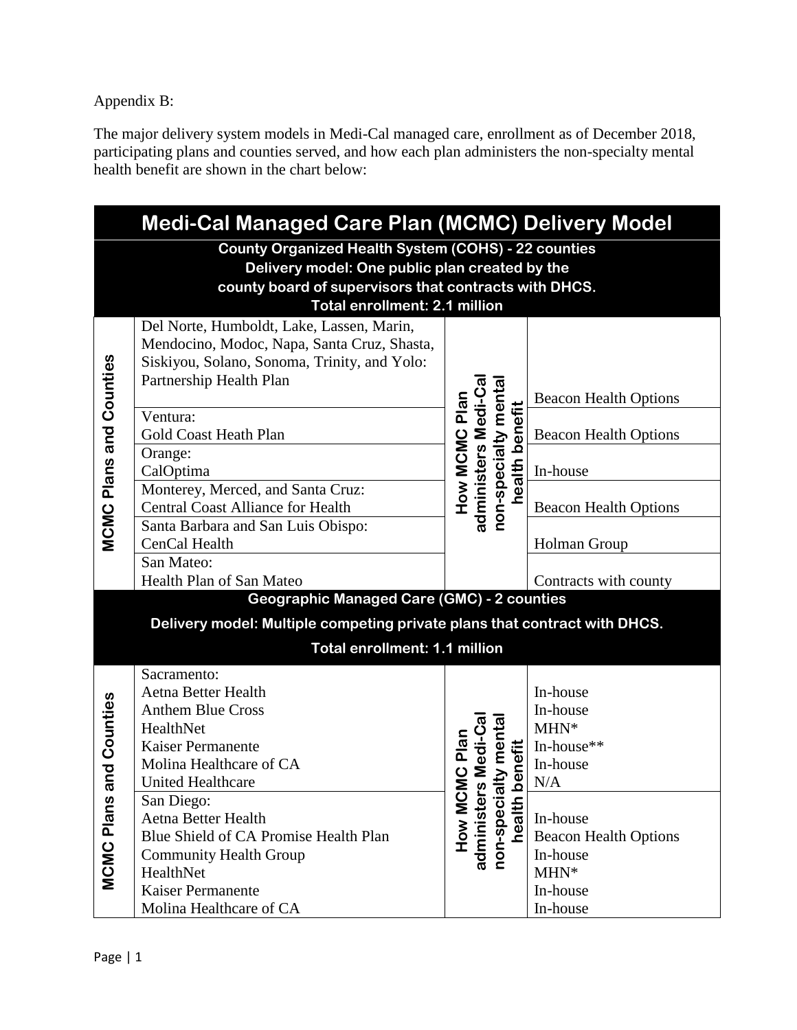Appendix B:

The major delivery system models in Medi-Cal managed care, enrollment as of December 2018, participating plans and counties served, and how each plan administers the non-specialty mental health benefit are shown in the chart below:

| Medi-Cal Managed Care Plan (MCMC) Delivery Model | | |
|---|---|---|
| **County Organized Health System (COHS) - 22 counties**<br>**Delivery model: One public plan created by the county board of supervisors that contracts with DHCS.**<br>**Total enrollment: 2.1 million** | | |
| **MCMC Plans and Counties** | **How MCMC Plan administers Medi-Cal non-specialty mental health benefit** | |
| Del Norte, Humboldt, Lake, Lassen, Marin, Mendocino, Modoc, Napa, Santa Cruz, Shasta, Siskiyou, Solano, Sonoma, Trinity, and Yolo: Partnership Health Plan | | Beacon Health Options |
| Ventura: Gold Coast Heath Plan | | Beacon Health Options |
| Orange: CalOptima | | In-house |
| Monterey, Merced, and Santa Cruz: Central Coast Alliance for Health | | Beacon Health Options |
| Santa Barbara and San Luis Obispo: CenCal Health | | Holman Group |
| San Mateo: Health Plan of San Mateo | | Contracts with county |
| **Geographic Managed Care (GMC) - 2 counties**<br>**Delivery model: Multiple competing private plans that contract with DHCS.**<br>**Total enrollment: 1.1 million** | | |
| **MCMC Plans and Counties** | **How MCMC Plan administers Medi-Cal non-specialty mental health benefit** | |
| Sacramento:<br>Aetna Better Health<br>Anthem Blue Cross<br>HealthNet<br>Kaiser Permanente<br>Molina Healthcare of CA<br>United Healthcare | | <br>In-house<br>In-house<br>MHN*<br>In-house**<br>In-house<br>N/A |
| San Diego:<br>Aetna Better Health<br>Blue Shield of CA Promise Health Plan<br>Community Health Group<br>HealthNet<br>Kaiser Permanente<br>Molina Healthcare of CA | | <br>In-house<br>Beacon Health Options<br>In-house<br>MHN*<br>In-house<br>In-house |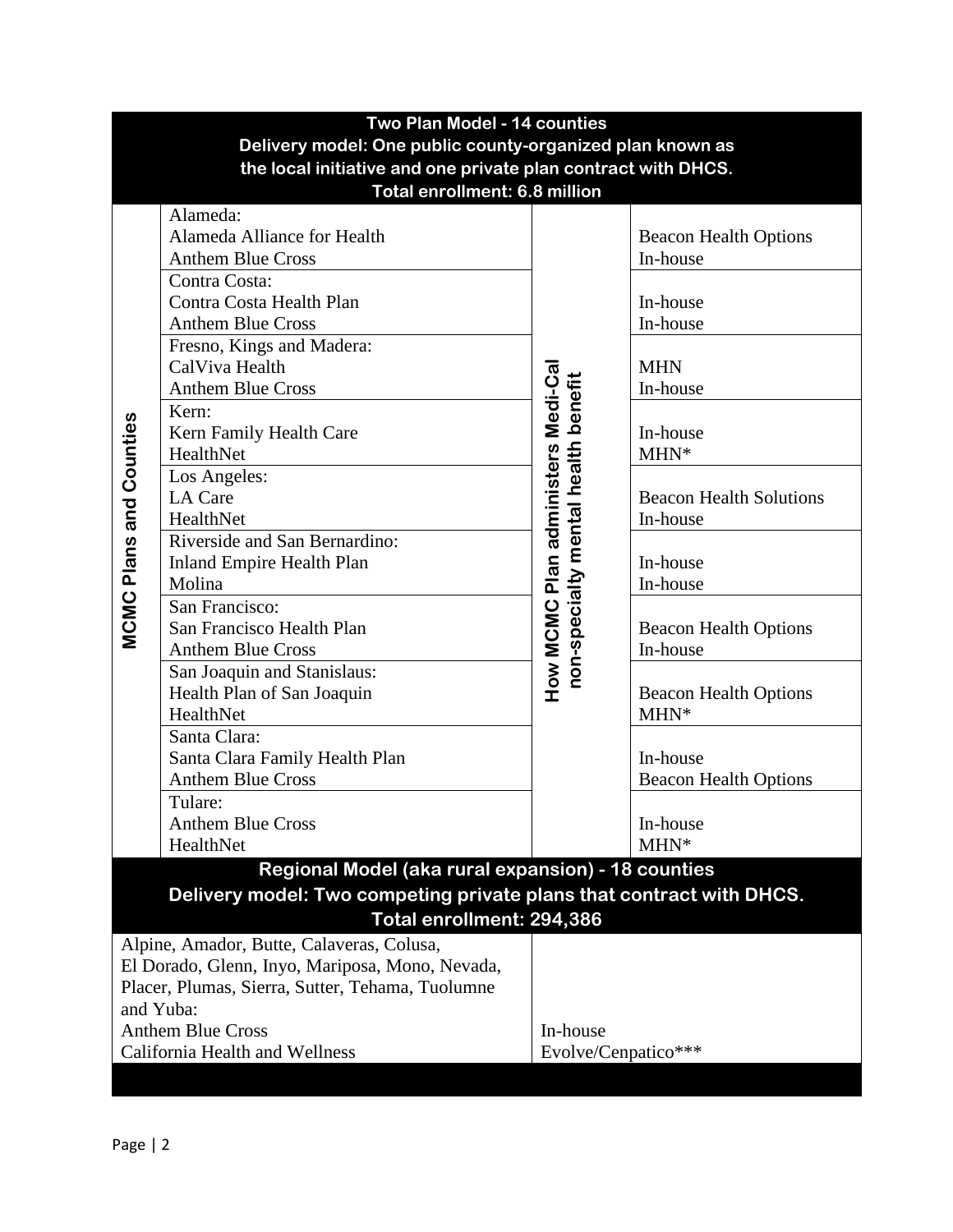| Two Plan Model - 14 counties<br>Delivery model: One public county-organized plan known as the local initiative and one private plan contract with DHCS.<br>Total enrollment: 6.8 million | | | |
|---|---|---|---|
| MCMC Plans and Counties | Alameda:<br>Alameda Alliance for Health<br>Anthem Blue Cross | How MCMC Plan administers Medi-Cal non-specialty mental health benefit | Beacon Health Options<br>In-house |
| | Contra Costa:<br>Contra Costa Health Plan<br>Anthem Blue Cross | | In-house<br>In-house |
| | Fresno, Kings and Madera:<br>CalViva Health<br>Anthem Blue Cross | | MHN<br>In-house |
| | Kern:<br>Kern Family Health Care<br>HealthNet | | In-house<br>MHN* |
| | Los Angeles:<br>LA Care<br>HealthNet | | Beacon Health Solutions<br>In-house |
| | Riverside and San Bernardino:<br>Inland Empire Health Plan<br>Molina | | In-house<br>In-house |
| | San Francisco:<br>San Francisco Health Plan<br>Anthem Blue Cross | | Beacon Health Options<br>In-house |
| | San Joaquin and Stanislaus:<br>Health Plan of San Joaquin<br>HealthNet | | Beacon Health Options<br>MHN* |
| | Santa Clara:<br>Santa Clara Family Health Plan<br>Anthem Blue Cross | | In-house<br>Beacon Health Options |
| | Tulare:<br>Anthem Blue Cross<br>HealthNet | | In-house<br>MHN* |

| Regional Model (aka rural expansion) - 18 counties<br>Delivery model: Two competing private plans that contract with DHCS.<br>Total enrollment: 294,386 | |
|---|---|
| Alpine, Amador, Butte, Calaveras, Colusa, El Dorado, Glenn, Inyo, Mariposa, Mono, Nevada, Placer, Plumas, Sierra, Sutter, Tehama, Tuolumne and Yuba:<br>Anthem Blue Cross<br>California Health and Wellness | In-house<br>Evolve/Cenpatico*** |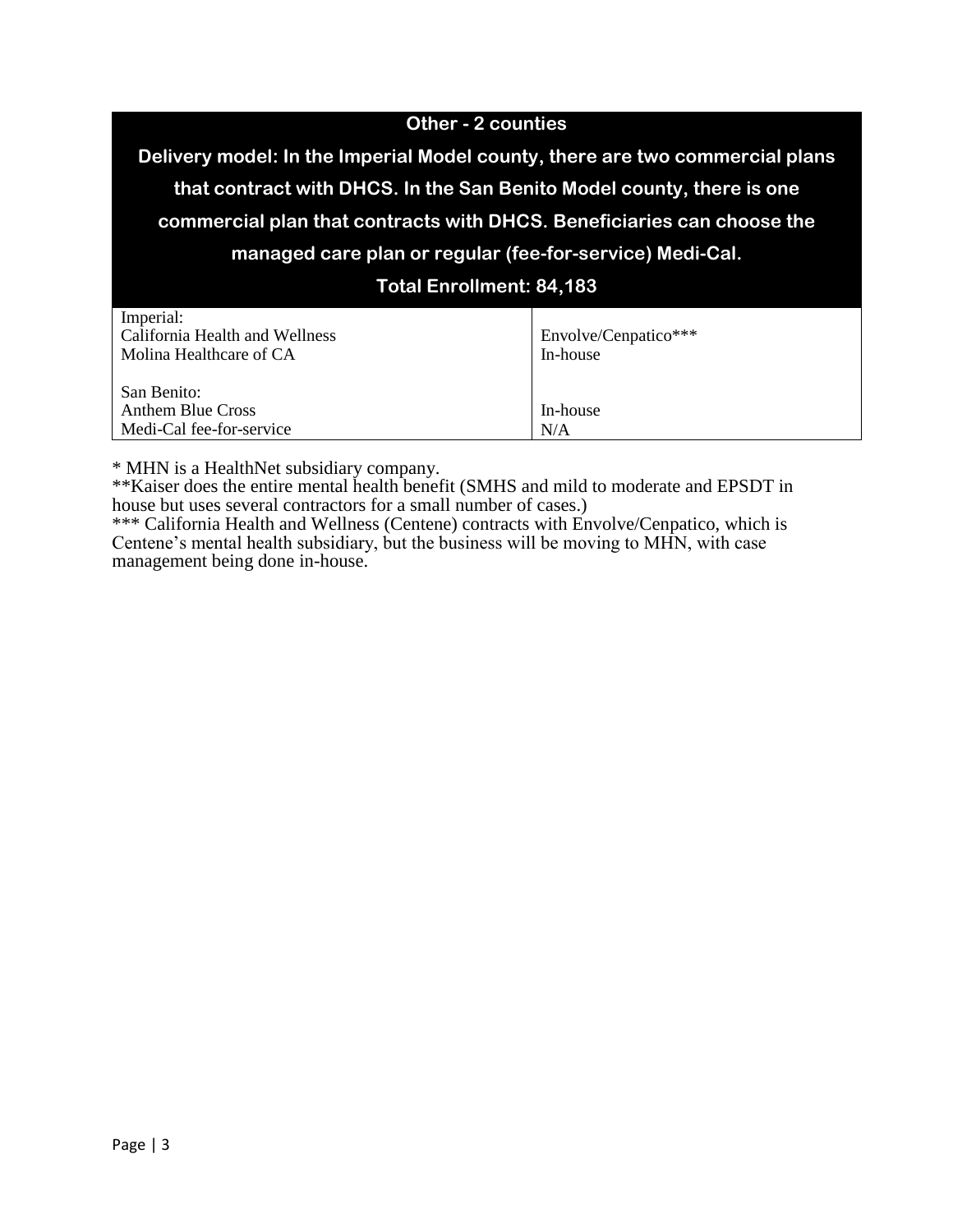| Other - 2 counties<br>Delivery model: In the Imperial Model county, there are two commercial plans that contract with DHCS. In the San Benito Model county, there is one commercial plan that contracts with DHCS. Beneficiaries can choose the managed care plan or regular (fee-for-service) Medi-Cal.<br>Total Enrollment: 84,183 | |
|---|---|
| Imperial:<br>California Health and Wellness<br>Molina Healthcare of CA<br><br>San Benito:<br>Anthem Blue Cross<br>Medi-Cal fee-for-service | <br>Envolve/Cenpatico***<br>In-house<br><br><br>In-house<br>N/A |

* MHN is a HealthNet subsidiary company.

**Kaiser does the entire mental health benefit (SMHS and mild to moderate and EPSDT in house but uses several contractors for a small number of cases.)

*** California Health and Wellness (Centene) contracts with Envolve/Cenpatico, which is Centene's mental health subsidiary, but the business will be moving to MHN, with case management being done in-house.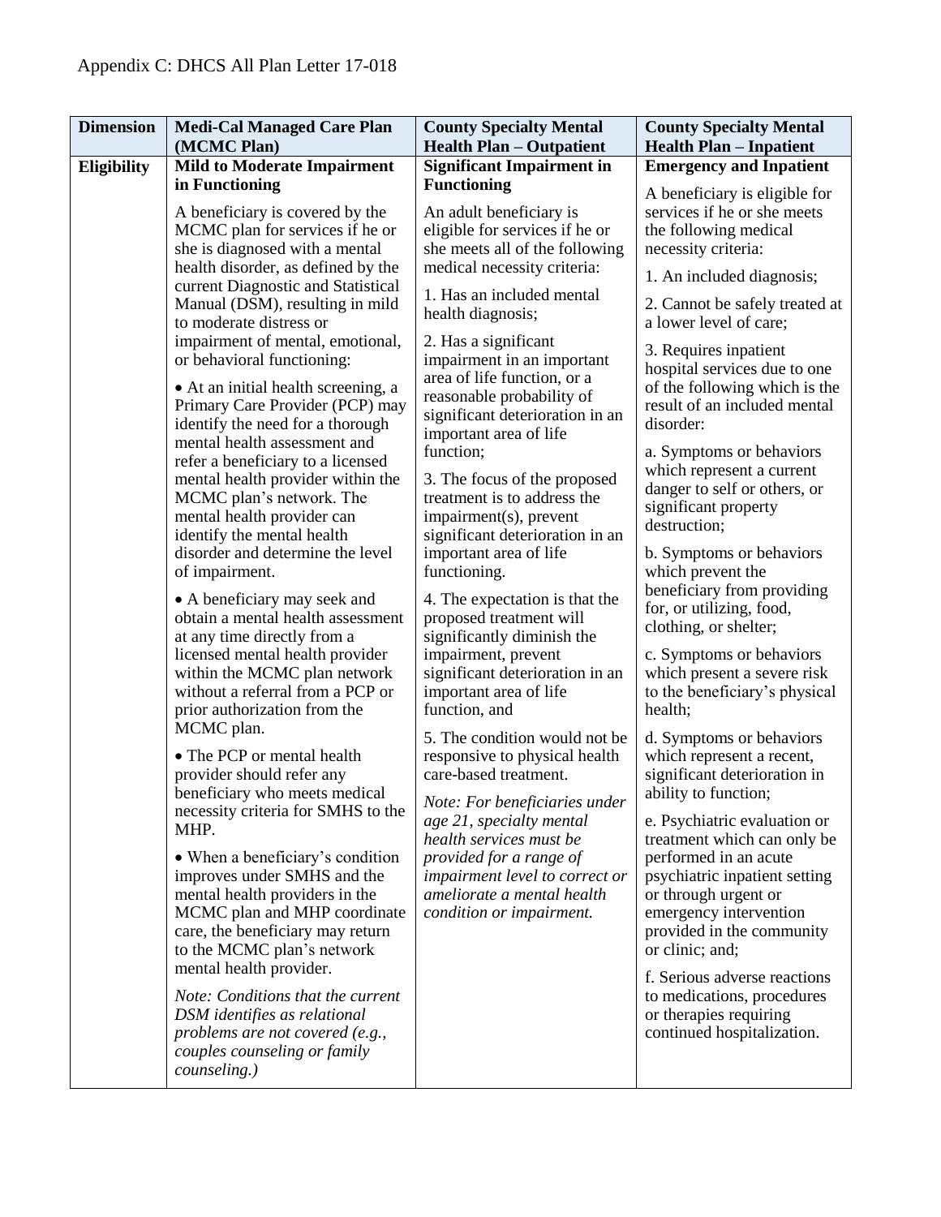Appendix C: DHCS All Plan Letter 17-018

| Dimension | Medi-Cal Managed Care Plan (MCMC Plan) | County Specialty Mental Health Plan – Outpatient | County Specialty Mental Health Plan – Inpatient |
|---|---|---|---|
| **Eligibility** | **Mild to Moderate Impairment in Functioning**<br><br>A beneficiary is covered by the MCMC plan for services if he or she is diagnosed with a mental health disorder, as defined by the current Diagnostic and Statistical Manual (DSM), resulting in mild to moderate distress or impairment of mental, emotional, or behavioral functioning:<br><br>• At an initial health screening, a Primary Care Provider (PCP) may identify the need for a thorough mental health assessment and refer a beneficiary to a licensed mental health provider within the MCMC plan's network. The mental health provider can identify the mental health disorder and determine the level of impairment.<br><br>• A beneficiary may seek and obtain a mental health assessment at any time directly from a licensed mental health provider within the MCMC plan network without a referral from a PCP or prior authorization from the MCMC plan.<br><br>• The PCP or mental health provider should refer any beneficiary who meets medical necessity criteria for SMHS to the MHP.<br><br>• When a beneficiary's condition improves under SMHS and the mental health providers in the MCMC plan and MHP coordinate care, the beneficiary may return to the MCMC plan's network mental health provider.<br><br>*Note: Conditions that the current DSM identifies as relational problems are not covered (e.g., couples counseling or family counseling.)* | **Significant Impairment in Functioning**<br><br>An adult beneficiary is eligible for services if he or she meets all of the following medical necessity criteria:<br><br>1. Has an included mental health diagnosis;<br><br>2. Has a significant impairment in an important area of life function, or a reasonable probability of significant deterioration in an important area of life function;<br><br>3. The focus of the proposed treatment is to address the impairment(s), prevent significant deterioration in an important area of life functioning.<br><br>4. The expectation is that the proposed treatment will significantly diminish the impairment, prevent significant deterioration in an important area of life function, and<br><br>5. The condition would not be responsive to physical health care-based treatment.<br><br>*Note: For beneficiaries under age 21, specialty mental health services must be provided for a range of impairment level to correct or ameliorate a mental health condition or impairment.* | **Emergency and Inpatient**<br><br>A beneficiary is eligible for services if he or she meets the following medical necessity criteria:<br><br>1. An included diagnosis;<br><br>2. Cannot be safely treated at a lower level of care;<br><br>3. Requires inpatient hospital services due to one of the following which is the result of an included mental disorder:<br><br>a. Symptoms or behaviors which represent a current danger to self or others, or significant property destruction;<br><br>b. Symptoms or behaviors which prevent the beneficiary from providing for, or utilizing, food, clothing, or shelter;<br><br>c. Symptoms or behaviors which present a severe risk to the beneficiary's physical health;<br><br>d. Symptoms or behaviors which represent a recent, significant deterioration in ability to function;<br><br>e. Psychiatric evaluation or treatment which can only be performed in an acute psychiatric inpatient setting or through urgent or emergency intervention provided in the community or clinic; and;<br><br>f. Serious adverse reactions to medications, procedures or therapies requiring continued hospitalization. |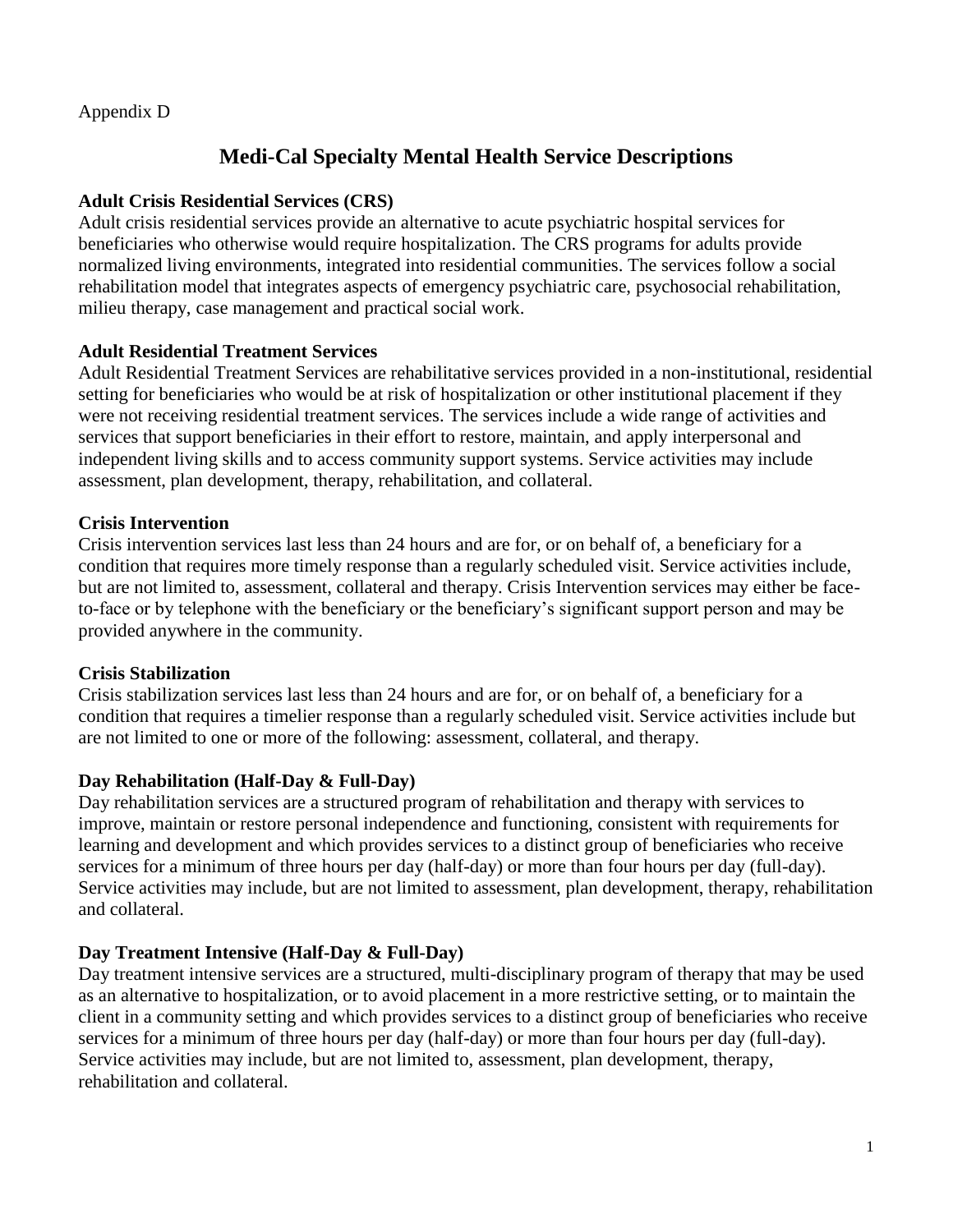Appendix D

# Medi-Cal Specialty Mental Health Service Descriptions

**Adult Crisis Residential Services (CRS)**
Adult crisis residential services provide an alternative to acute psychiatric hospital services for beneficiaries who otherwise would require hospitalization. The CRS programs for adults provide normalized living environments, integrated into residential communities. The services follow a social rehabilitation model that integrates aspects of emergency psychiatric care, psychosocial rehabilitation, milieu therapy, case management and practical social work.

**Adult Residential Treatment Services**
Adult Residential Treatment Services are rehabilitative services provided in a non-institutional, residential setting for beneficiaries who would be at risk of hospitalization or other institutional placement if they were not receiving residential treatment services. The services include a wide range of activities and services that support beneficiaries in their effort to restore, maintain, and apply interpersonal and independent living skills and to access community support systems. Service activities may include assessment, plan development, therapy, rehabilitation, and collateral.

**Crisis Intervention**
Crisis intervention services last less than 24 hours and are for, or on behalf of, a beneficiary for a condition that requires more timely response than a regularly scheduled visit. Service activities include, but are not limited to, assessment, collateral and therapy. Crisis Intervention services may either be face-to-face or by telephone with the beneficiary or the beneficiary's significant support person and may be provided anywhere in the community.

**Crisis Stabilization**
Crisis stabilization services last less than 24 hours and are for, or on behalf of, a beneficiary for a condition that requires a timelier response than a regularly scheduled visit. Service activities include but are not limited to one or more of the following: assessment, collateral, and therapy.

**Day Rehabilitation (Half-Day & Full-Day)**
Day rehabilitation services are a structured program of rehabilitation and therapy with services to improve, maintain or restore personal independence and functioning, consistent with requirements for learning and development and which provides services to a distinct group of beneficiaries who receive services for a minimum of three hours per day (half-day) or more than four hours per day (full-day). Service activities may include, but are not limited to assessment, plan development, therapy, rehabilitation and collateral.

**Day Treatment Intensive (Half-Day & Full-Day)**
Day treatment intensive services are a structured, multi-disciplinary program of therapy that may be used as an alternative to hospitalization, or to avoid placement in a more restrictive setting, or to maintain the client in a community setting and which provides services to a distinct group of beneficiaries who receive services for a minimum of three hours per day (half-day) or more than four hours per day (full-day). Service activities may include, but are not limited to, assessment, plan development, therapy, rehabilitation and collateral.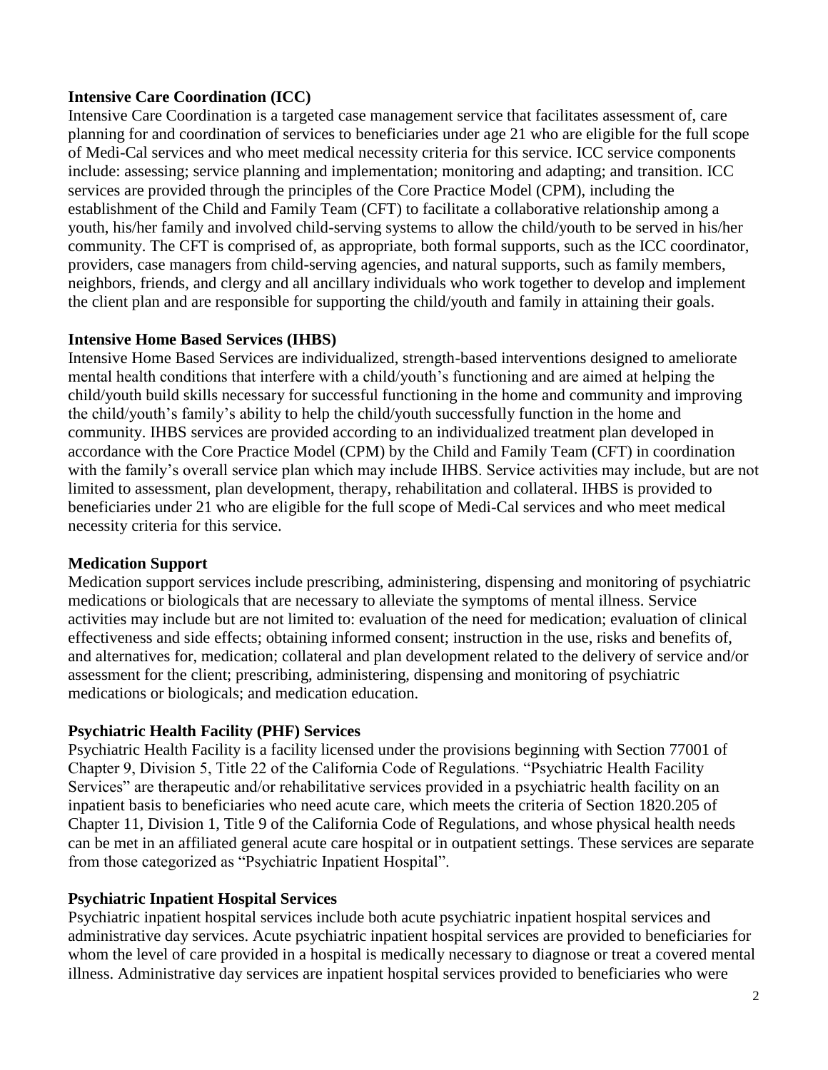**Intensive Care Coordination (ICC)**

Intensive Care Coordination is a targeted case management service that facilitates assessment of, care planning for and coordination of services to beneficiaries under age 21 who are eligible for the full scope of Medi-Cal services and who meet medical necessity criteria for this service. ICC service components include: assessing; service planning and implementation; monitoring and adapting; and transition. ICC services are provided through the principles of the Core Practice Model (CPM), including the establishment of the Child and Family Team (CFT) to facilitate a collaborative relationship among a youth, his/her family and involved child-serving systems to allow the child/youth to be served in his/her community. The CFT is comprised of, as appropriate, both formal supports, such as the ICC coordinator, providers, case managers from child-serving agencies, and natural supports, such as family members, neighbors, friends, and clergy and all ancillary individuals who work together to develop and implement the client plan and are responsible for supporting the child/youth and family in attaining their goals.

**Intensive Home Based Services (IHBS)**

Intensive Home Based Services are individualized, strength-based interventions designed to ameliorate mental health conditions that interfere with a child/youth's functioning and are aimed at helping the child/youth build skills necessary for successful functioning in the home and community and improving the child/youth's family's ability to help the child/youth successfully function in the home and community. IHBS services are provided according to an individualized treatment plan developed in accordance with the Core Practice Model (CPM) by the Child and Family Team (CFT) in coordination with the family's overall service plan which may include IHBS. Service activities may include, but are not limited to assessment, plan development, therapy, rehabilitation and collateral. IHBS is provided to beneficiaries under 21 who are eligible for the full scope of Medi-Cal services and who meet medical necessity criteria for this service.

**Medication Support**

Medication support services include prescribing, administering, dispensing and monitoring of psychiatric medications or biologicals that are necessary to alleviate the symptoms of mental illness. Service activities may include but are not limited to: evaluation of the need for medication; evaluation of clinical effectiveness and side effects; obtaining informed consent; instruction in the use, risks and benefits of, and alternatives for, medication; collateral and plan development related to the delivery of service and/or assessment for the client; prescribing, administering, dispensing and monitoring of psychiatric medications or biologicals; and medication education.

**Psychiatric Health Facility (PHF) Services**

Psychiatric Health Facility is a facility licensed under the provisions beginning with Section 77001 of Chapter 9, Division 5, Title 22 of the California Code of Regulations. "Psychiatric Health Facility Services" are therapeutic and/or rehabilitative services provided in a psychiatric health facility on an inpatient basis to beneficiaries who need acute care, which meets the criteria of Section 1820.205 of Chapter 11, Division 1, Title 9 of the California Code of Regulations, and whose physical health needs can be met in an affiliated general acute care hospital or in outpatient settings. These services are separate from those categorized as "Psychiatric Inpatient Hospital".

**Psychiatric Inpatient Hospital Services**

Psychiatric inpatient hospital services include both acute psychiatric inpatient hospital services and administrative day services. Acute psychiatric inpatient hospital services are provided to beneficiaries for whom the level of care provided in a hospital is medically necessary to diagnose or treat a covered mental illness. Administrative day services are inpatient hospital services provided to beneficiaries who were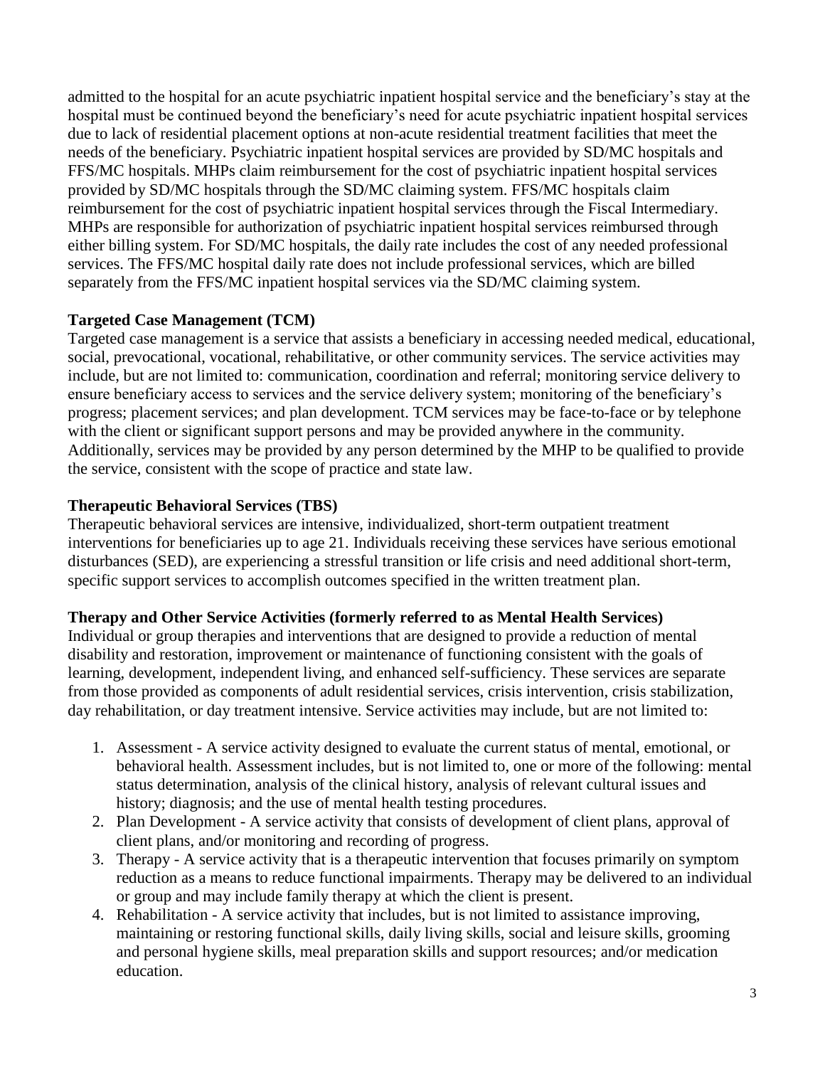admitted to the hospital for an acute psychiatric inpatient hospital service and the beneficiary's stay at the hospital must be continued beyond the beneficiary's need for acute psychiatric inpatient hospital services due to lack of residential placement options at non-acute residential treatment facilities that meet the needs of the beneficiary. Psychiatric inpatient hospital services are provided by SD/MC hospitals and FFS/MC hospitals. MHPs claim reimbursement for the cost of psychiatric inpatient hospital services provided by SD/MC hospitals through the SD/MC claiming system. FFS/MC hospitals claim reimbursement for the cost of psychiatric inpatient hospital services through the Fiscal Intermediary. MHPs are responsible for authorization of psychiatric inpatient hospital services reimbursed through either billing system. For SD/MC hospitals, the daily rate includes the cost of any needed professional services. The FFS/MC hospital daily rate does not include professional services, which are billed separately from the FFS/MC inpatient hospital services via the SD/MC claiming system.

**Targeted Case Management (TCM)**

Targeted case management is a service that assists a beneficiary in accessing needed medical, educational, social, prevocational, vocational, rehabilitative, or other community services. The service activities may include, but are not limited to: communication, coordination and referral; monitoring service delivery to ensure beneficiary access to services and the service delivery system; monitoring of the beneficiary's progress; placement services; and plan development. TCM services may be face-to-face or by telephone with the client or significant support persons and may be provided anywhere in the community. Additionally, services may be provided by any person determined by the MHP to be qualified to provide the service, consistent with the scope of practice and state law.

**Therapeutic Behavioral Services (TBS)**

Therapeutic behavioral services are intensive, individualized, short-term outpatient treatment interventions for beneficiaries up to age 21. Individuals receiving these services have serious emotional disturbances (SED), are experiencing a stressful transition or life crisis and need additional short-term, specific support services to accomplish outcomes specified in the written treatment plan.

**Therapy and Other Service Activities (formerly referred to as Mental Health Services)**

Individual or group therapies and interventions that are designed to provide a reduction of mental disability and restoration, improvement or maintenance of functioning consistent with the goals of learning, development, independent living, and enhanced self-sufficiency. These services are separate from those provided as components of adult residential services, crisis intervention, crisis stabilization, day rehabilitation, or day treatment intensive. Service activities may include, but are not limited to:

1. Assessment - A service activity designed to evaluate the current status of mental, emotional, or behavioral health. Assessment includes, but is not limited to, one or more of the following: mental status determination, analysis of the clinical history, analysis of relevant cultural issues and history; diagnosis; and the use of mental health testing procedures.
2. Plan Development - A service activity that consists of development of client plans, approval of client plans, and/or monitoring and recording of progress.
3. Therapy - A service activity that is a therapeutic intervention that focuses primarily on symptom reduction as a means to reduce functional impairments. Therapy may be delivered to an individual or group and may include family therapy at which the client is present.
4. Rehabilitation - A service activity that includes, but is not limited to assistance improving, maintaining or restoring functional skills, daily living skills, social and leisure skills, grooming and personal hygiene skills, meal preparation skills and support resources; and/or medication education.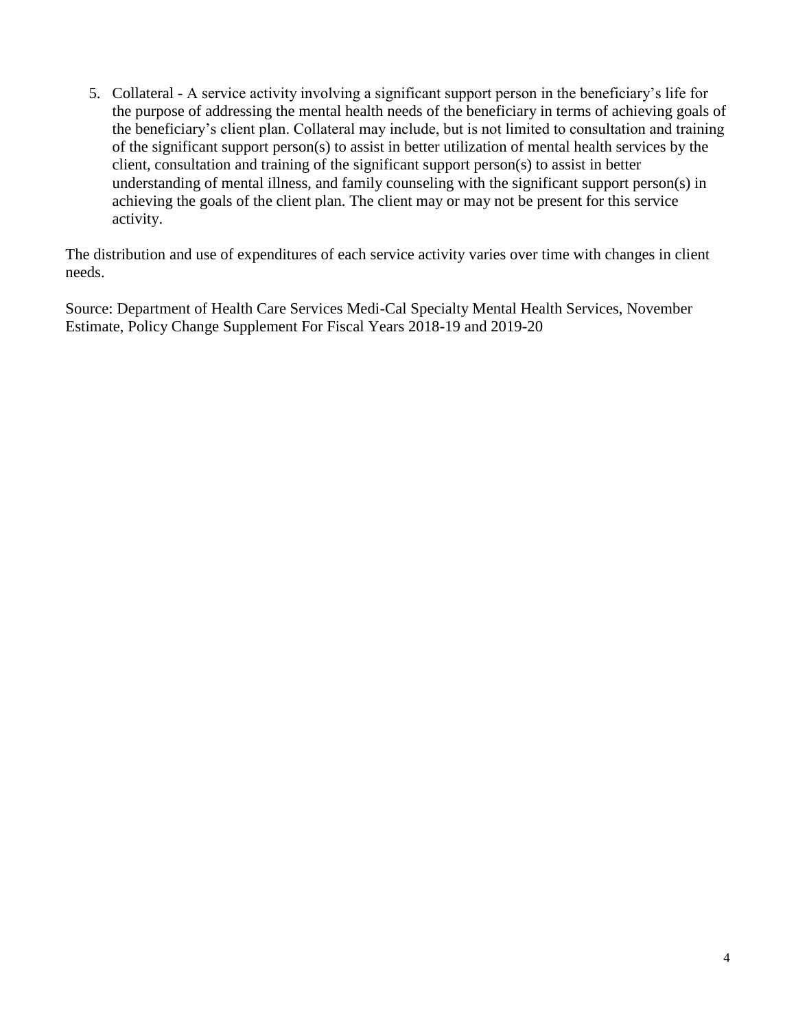5. Collateral - A service activity involving a significant support person in the beneficiary's life for the purpose of addressing the mental health needs of the beneficiary in terms of achieving goals of the beneficiary's client plan. Collateral may include, but is not limited to consultation and training of the significant support person(s) to assist in better utilization of mental health services by the client, consultation and training of the significant support person(s) to assist in better understanding of mental illness, and family counseling with the significant support person(s) in achieving the goals of the client plan. The client may or may not be present for this service activity.

The distribution and use of expenditures of each service activity varies over time with changes in client needs.

Source: Department of Health Care Services Medi-Cal Specialty Mental Health Services, November Estimate, Policy Change Supplement For Fiscal Years 2018-19 and 2019-20